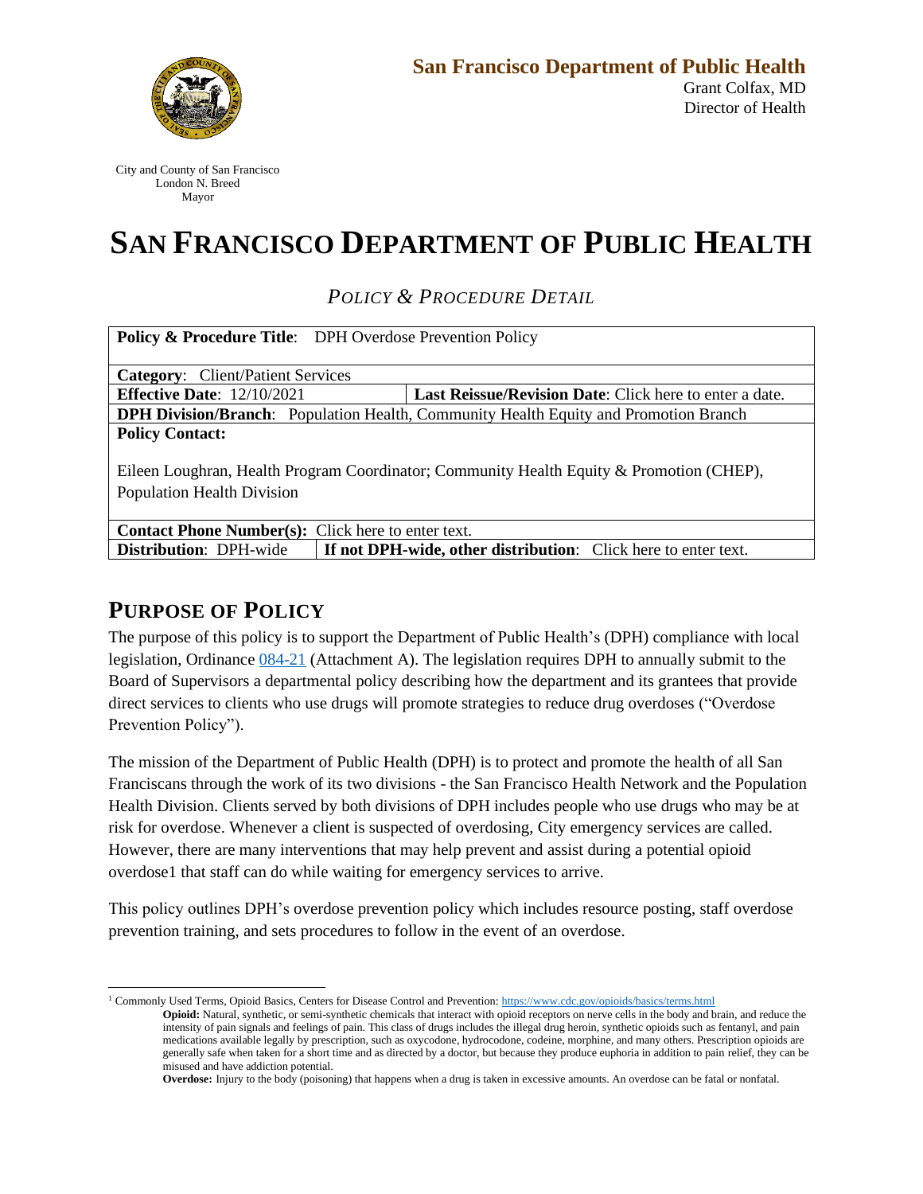**San Francisco Department of Public Health**
Grant Colfax, MD
Director of Health

City and County of San Francisco
London N. Breed
Mayor

# SAN FRANCISCO DEPARTMENT OF PUBLIC HEALTH

*POLICY & PROCEDURE DETAIL*

| **Policy & Procedure Title**: DPH Overdose Prevention Policy | |
|---|---|
| **Category**: Client/Patient Services | |
| **Effective Date**: 12/10/2021 | **Last Reissue/Revision Date**: Click here to enter a date. |
| **DPH Division/Branch**: Population Health, Community Health Equity and Promotion Branch | |
| **Policy Contact:** Eileen Loughran, Health Program Coordinator; Community Health Equity & Promotion (CHEP), Population Health Division | |
| **Contact Phone Number(s):** Click here to enter text. | |
| **Distribution**: DPH-wide | **If not DPH-wide, other distribution**: Click here to enter text. |

## PURPOSE OF POLICY

The purpose of this policy is to support the Department of Public Health's (DPH) compliance with local legislation, Ordinance 084-21 (Attachment A). The legislation requires DPH to annually submit to the Board of Supervisors a departmental policy describing how the department and its grantees that provide direct services to clients who use drugs will promote strategies to reduce drug overdoses ("Overdose Prevention Policy").

The mission of the Department of Public Health (DPH) is to protect and promote the health of all San Franciscans through the work of its two divisions - the San Francisco Health Network and the Population Health Division. Clients served by both divisions of DPH includes people who use drugs who may be at risk for overdose. Whenever a client is suspected of overdosing, City emergency services are called. However, there are many interventions that may help prevent and assist during a potential opioid overdose[1] that staff can do while waiting for emergency services to arrive.

This policy outlines DPH's overdose prevention policy which includes resource posting, staff overdose prevention training, and sets procedures to follow in the event of an overdose.

---

[1] Commonly Used Terms, Opioid Basics, Centers for Disease Control and Prevention: https://www.cdc.gov/opioids/basics/terms.html

**Opioid:** Natural, synthetic, or semi-synthetic chemicals that interact with opioid receptors on nerve cells in the body and brain, and reduce the intensity of pain signals and feelings of pain. This class of drugs includes the illegal drug heroin, synthetic opioids such as fentanyl, and pain medications available legally by prescription, such as oxycodone, hydrocodone, codeine, morphine, and many others. Prescription opioids are generally safe when taken for a short time and as directed by a doctor, but because they produce euphoria in addition to pain relief, they can be misused and have addiction potential.

**Overdose:** Injury to the body (poisoning) that happens when a drug is taken in excessive amounts. An overdose can be fatal or nonfatal.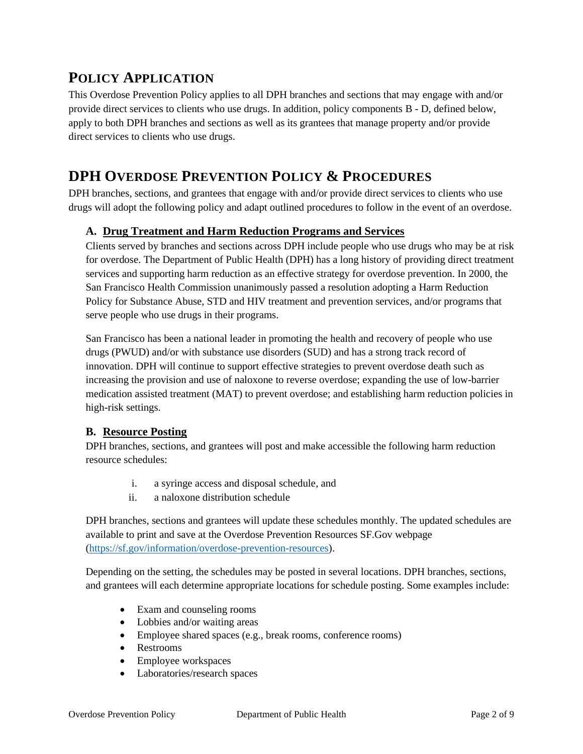## Policy Application

This Overdose Prevention Policy applies to all DPH branches and sections that may engage with and/or provide direct services to clients who use drugs. In addition, policy components B - D, defined below, apply to both DPH branches and sections as well as its grantees that manage property and/or provide direct services to clients who use drugs.

## DPH Overdose Prevention Policy & Procedures

DPH branches, sections, and grantees that engage with and/or provide direct services to clients who use drugs will adopt the following policy and adapt outlined procedures to follow in the event of an overdose.

### A. Drug Treatment and Harm Reduction Programs and Services

Clients served by branches and sections across DPH include people who use drugs who may be at risk for overdose. The Department of Public Health (DPH) has a long history of providing direct treatment services and supporting harm reduction as an effective strategy for overdose prevention. In 2000, the San Francisco Health Commission unanimously passed a resolution adopting a Harm Reduction Policy for Substance Abuse, STD and HIV treatment and prevention services, and/or programs that serve people who use drugs in their programs.

San Francisco has been a national leader in promoting the health and recovery of people who use drugs (PWUD) and/or with substance use disorders (SUD) and has a strong track record of innovation. DPH will continue to support effective strategies to prevent overdose death such as increasing the provision and use of naloxone to reverse overdose; expanding the use of low-barrier medication assisted treatment (MAT) to prevent overdose; and establishing harm reduction policies in high-risk settings.

### B. Resource Posting

DPH branches, sections, and grantees will post and make accessible the following harm reduction resource schedules:

i. a syringe access and disposal schedule, and
ii. a naloxone distribution schedule

DPH branches, sections and grantees will update these schedules monthly. The updated schedules are available to print and save at the Overdose Prevention Resources SF.Gov webpage ([https://sf.gov/information/overdose-prevention-resources](https://sf.gov/information/overdose-prevention-resources)).

Depending on the setting, the schedules may be posted in several locations. DPH branches, sections, and grantees will each determine appropriate locations for schedule posting. Some examples include:

- Exam and counseling rooms
- Lobbies and/or waiting areas
- Employee shared spaces (e.g., break rooms, conference rooms)
- Restrooms
- Employee workspaces
- Laboratories/research spaces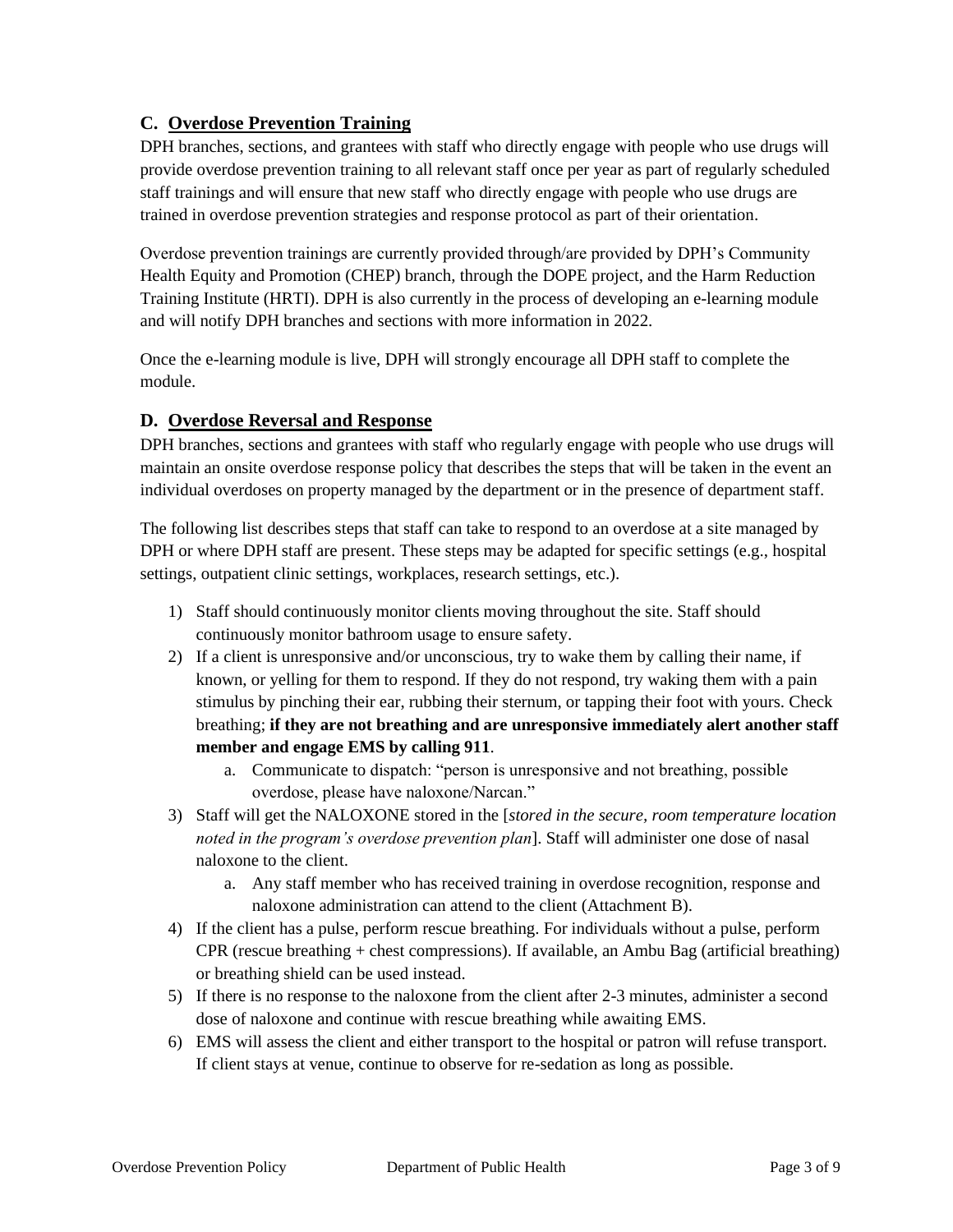## C. Overdose Prevention Training

DPH branches, sections, and grantees with staff who directly engage with people who use drugs will provide overdose prevention training to all relevant staff once per year as part of regularly scheduled staff trainings and will ensure that new staff who directly engage with people who use drugs are trained in overdose prevention strategies and response protocol as part of their orientation.

Overdose prevention trainings are currently provided through/are provided by DPH's Community Health Equity and Promotion (CHEP) branch, through the DOPE project, and the Harm Reduction Training Institute (HRTI). DPH is also currently in the process of developing an e-learning module and will notify DPH branches and sections with more information in 2022.

Once the e-learning module is live, DPH will strongly encourage all DPH staff to complete the module.

## D. Overdose Reversal and Response

DPH branches, sections and grantees with staff who regularly engage with people who use drugs will maintain an onsite overdose response policy that describes the steps that will be taken in the event an individual overdoses on property managed by the department or in the presence of department staff.

The following list describes steps that staff can take to respond to an overdose at a site managed by DPH or where DPH staff are present. These steps may be adapted for specific settings (e.g., hospital settings, outpatient clinic settings, workplaces, research settings, etc.).

1) Staff should continuously monitor clients moving throughout the site. Staff should continuously monitor bathroom usage to ensure safety.
2) If a client is unresponsive and/or unconscious, try to wake them by calling their name, if known, or yelling for them to respond. If they do not respond, try waking them with a pain stimulus by pinching their ear, rubbing their sternum, or tapping their foot with yours. Check breathing; **if they are not breathing and are unresponsive immediately alert another staff member and engage EMS by calling 911**.
   a. Communicate to dispatch: "person is unresponsive and not breathing, possible overdose, please have naloxone/Narcan."
3) Staff will get the NALOXONE stored in the [*stored in the secure, room temperature location noted in the program's overdose prevention plan*]. Staff will administer one dose of nasal naloxone to the client.
   a. Any staff member who has received training in overdose recognition, response and naloxone administration can attend to the client (Attachment B).
4) If the client has a pulse, perform rescue breathing. For individuals without a pulse, perform CPR (rescue breathing + chest compressions). If available, an Ambu Bag (artificial breathing) or breathing shield can be used instead.
5) If there is no response to the naloxone from the client after 2-3 minutes, administer a second dose of naloxone and continue with rescue breathing while awaiting EMS.
6) EMS will assess the client and either transport to the hospital or patron will refuse transport. If client stays at venue, continue to observe for re-sedation as long as possible.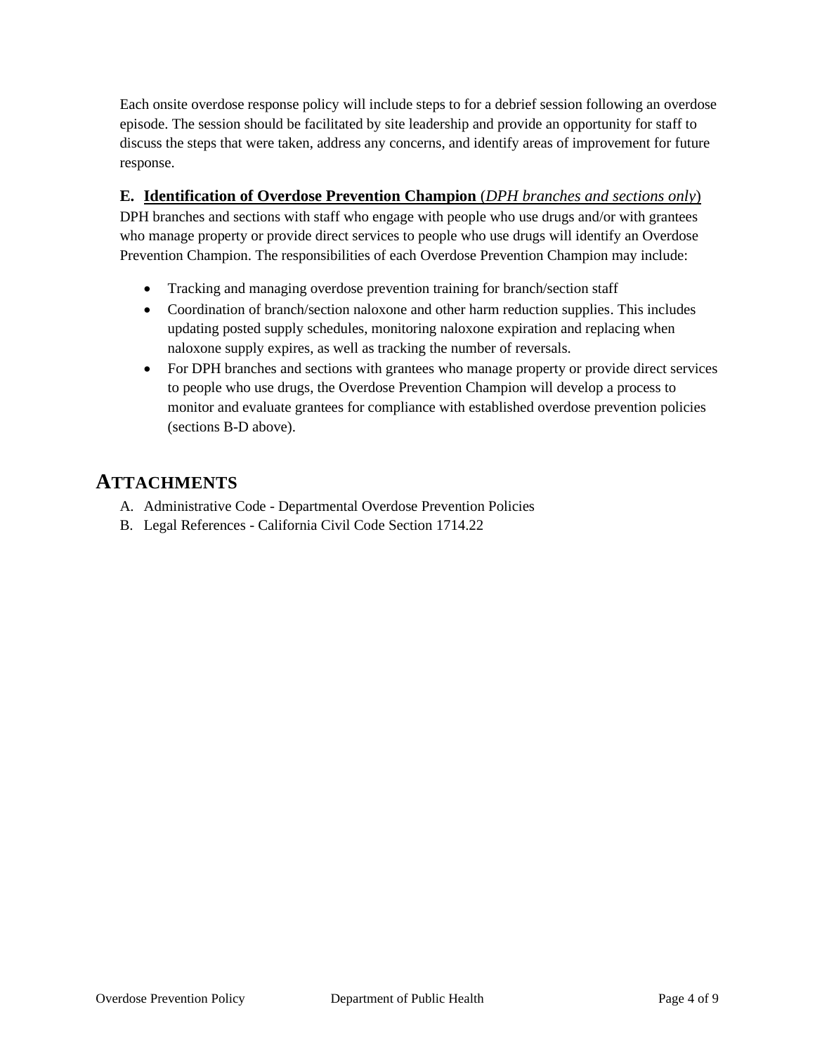Each onsite overdose response policy will include steps to for a debrief session following an overdose episode. The session should be facilitated by site leadership and provide an opportunity for staff to discuss the steps that were taken, address any concerns, and identify areas of improvement for future response.

### E. <u>Identification of Overdose Prevention Champion</u> (*DPH branches and sections only*)

DPH branches and sections with staff who engage with people who use drugs and/or with grantees who manage property or provide direct services to people who use drugs will identify an Overdose Prevention Champion. The responsibilities of each Overdose Prevention Champion may include:

- Tracking and managing overdose prevention training for branch/section staff
- Coordination of branch/section naloxone and other harm reduction supplies. This includes updating posted supply schedules, monitoring naloxone expiration and replacing when naloxone supply expires, as well as tracking the number of reversals.
- For DPH branches and sections with grantees who manage property or provide direct services to people who use drugs, the Overdose Prevention Champion will develop a process to monitor and evaluate grantees for compliance with established overdose prevention policies (sections B-D above).

## ATTACHMENTS

A. Administrative Code - Departmental Overdose Prevention Policies
B. Legal References - California Civil Code Section 1714.22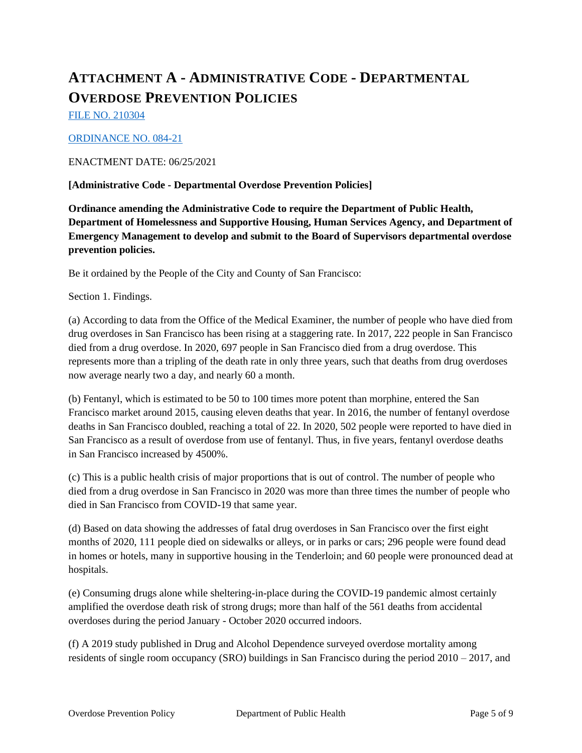# Attachment A - Administrative Code - Departmental Overdose Prevention Policies

[FILE NO. 210304]

[ORDINANCE NO. 084-21]

ENACTMENT DATE: 06/25/2021

**[Administrative Code - Departmental Overdose Prevention Policies]**

**Ordinance amending the Administrative Code to require the Department of Public Health, Department of Homelessness and Supportive Housing, Human Services Agency, and Department of Emergency Management to develop and submit to the Board of Supervisors departmental overdose prevention policies.**

Be it ordained by the People of the City and County of San Francisco:

Section 1. Findings.

(a) According to data from the Office of the Medical Examiner, the number of people who have died from drug overdoses in San Francisco has been rising at a staggering rate. In 2017, 222 people in San Francisco died from a drug overdose. In 2020, 697 people in San Francisco died from a drug overdose. This represents more than a tripling of the death rate in only three years, such that deaths from drug overdoses now average nearly two a day, and nearly 60 a month.

(b) Fentanyl, which is estimated to be 50 to 100 times more potent than morphine, entered the San Francisco market around 2015, causing eleven deaths that year. In 2016, the number of fentanyl overdose deaths in San Francisco doubled, reaching a total of 22. In 2020, 502 people were reported to have died in San Francisco as a result of overdose from use of fentanyl. Thus, in five years, fentanyl overdose deaths in San Francisco increased by 4500%.

(c) This is a public health crisis of major proportions that is out of control. The number of people who died from a drug overdose in San Francisco in 2020 was more than three times the number of people who died in San Francisco from COVID-19 that same year.

(d) Based on data showing the addresses of fatal drug overdoses in San Francisco over the first eight months of 2020, 111 people died on sidewalks or alleys, or in parks or cars; 296 people were found dead in homes or hotels, many in supportive housing in the Tenderloin; and 60 people were pronounced dead at hospitals.

(e) Consuming drugs alone while sheltering-in-place during the COVID-19 pandemic almost certainly amplified the overdose death risk of strong drugs; more than half of the 561 deaths from accidental overdoses during the period January - October 2020 occurred indoors.

(f) A 2019 study published in Drug and Alcohol Dependence surveyed overdose mortality among residents of single room occupancy (SRO) buildings in San Francisco during the period 2010 – 2017, and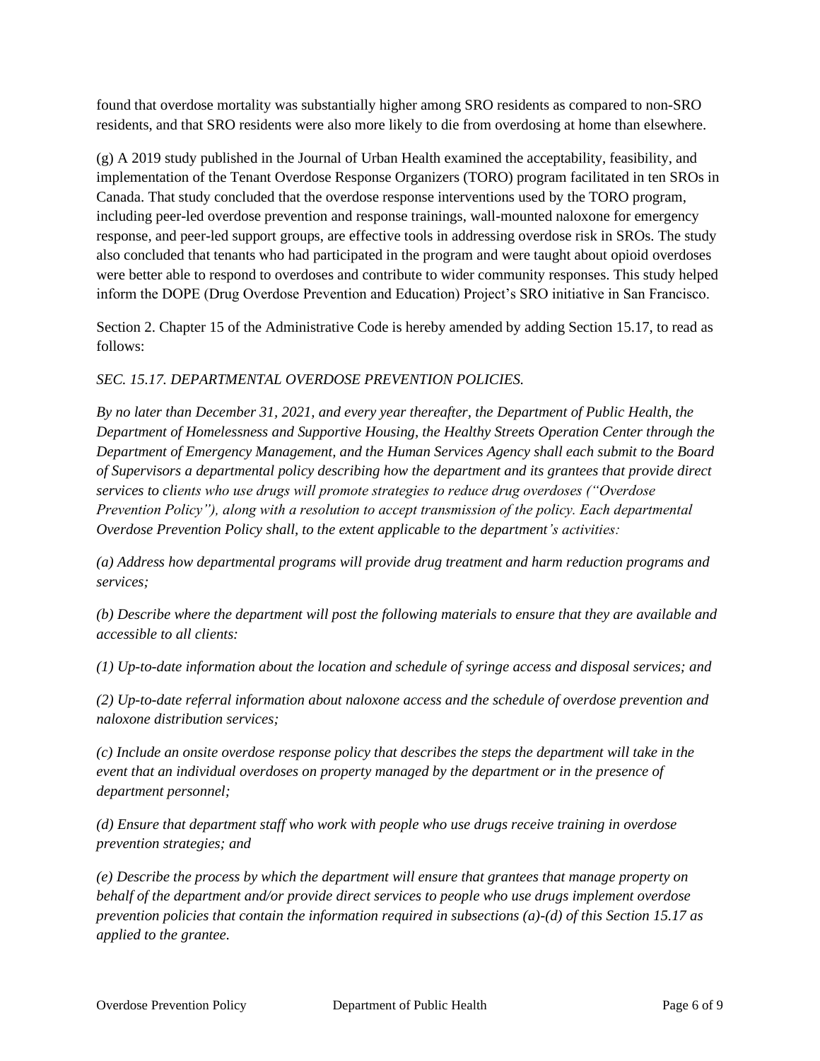found that overdose mortality was substantially higher among SRO residents as compared to non-SRO residents, and that SRO residents were also more likely to die from overdosing at home than elsewhere.

(g) A 2019 study published in the Journal of Urban Health examined the acceptability, feasibility, and implementation of the Tenant Overdose Response Organizers (TORO) program facilitated in ten SROs in Canada. That study concluded that the overdose response interventions used by the TORO program, including peer-led overdose prevention and response trainings, wall-mounted naloxone for emergency response, and peer-led support groups, are effective tools in addressing overdose risk in SROs. The study also concluded that tenants who had participated in the program and were taught about opioid overdoses were better able to respond to overdoses and contribute to wider community responses. This study helped inform the DOPE (Drug Overdose Prevention and Education) Project's SRO initiative in San Francisco.

Section 2. Chapter 15 of the Administrative Code is hereby amended by adding Section 15.17, to read as follows:

*SEC. 15.17. DEPARTMENTAL OVERDOSE PREVENTION POLICIES.*

*By no later than December 31, 2021, and every year thereafter, the Department of Public Health, the Department of Homelessness and Supportive Housing, the Healthy Streets Operation Center through the Department of Emergency Management, and the Human Services Agency shall each submit to the Board of Supervisors a departmental policy describing how the department and its grantees that provide direct services to clients who use drugs will promote strategies to reduce drug overdoses ("Overdose Prevention Policy"), along with a resolution to accept transmission of the policy. Each departmental Overdose Prevention Policy shall, to the extent applicable to the department's activities:*

*(a) Address how departmental programs will provide drug treatment and harm reduction programs and services;*

*(b) Describe where the department will post the following materials to ensure that they are available and accessible to all clients:*

*(1) Up-to-date information about the location and schedule of syringe access and disposal services; and*

*(2) Up-to-date referral information about naloxone access and the schedule of overdose prevention and naloxone distribution services;*

*(c) Include an onsite overdose response policy that describes the steps the department will take in the event that an individual overdoses on property managed by the department or in the presence of department personnel;*

*(d) Ensure that department staff who work with people who use drugs receive training in overdose prevention strategies; and*

*(e) Describe the process by which the department will ensure that grantees that manage property on behalf of the department and/or provide direct services to people who use drugs implement overdose prevention policies that contain the information required in subsections (a)-(d) of this Section 15.17 as applied to the grantee.*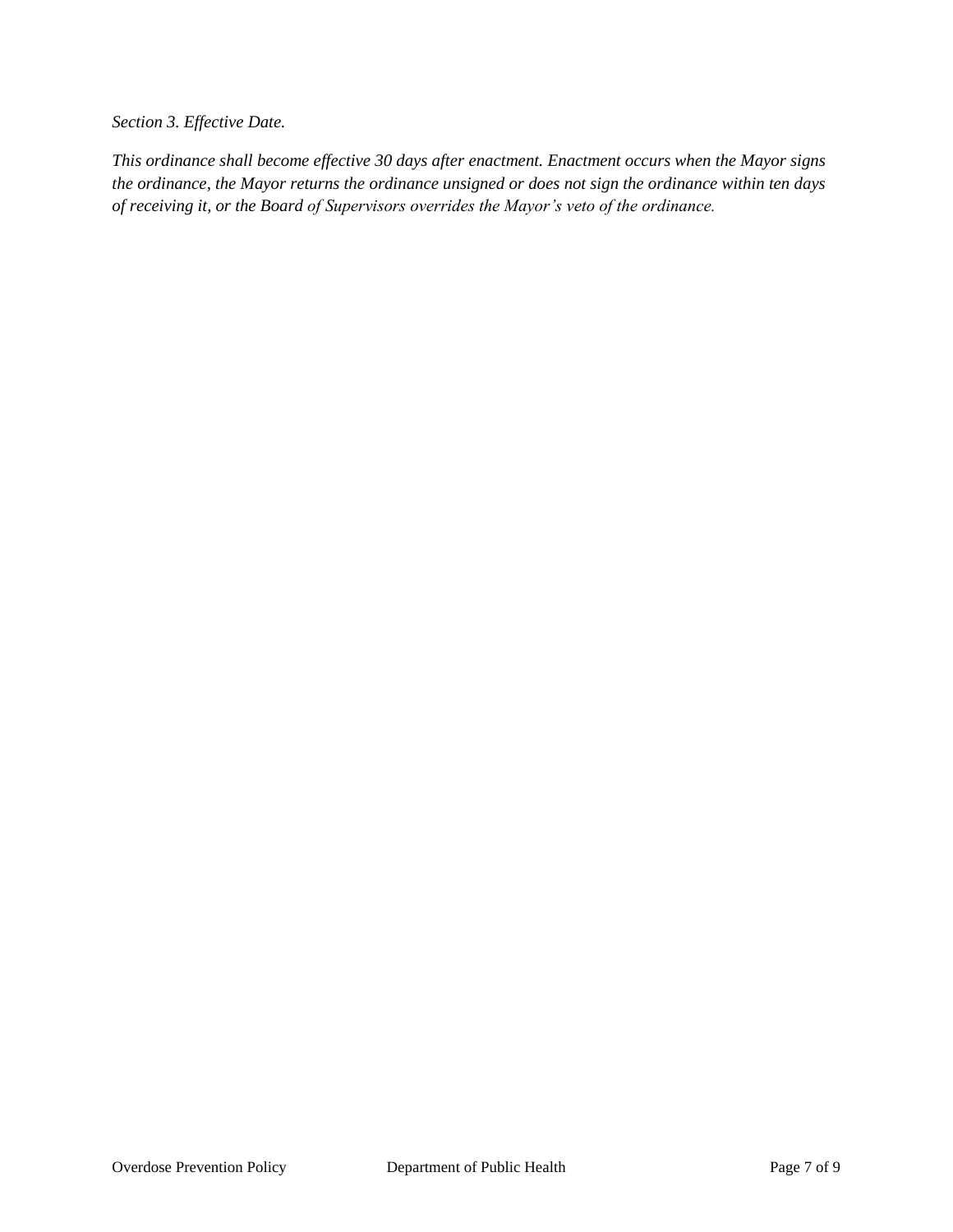*Section 3. Effective Date.*

*This ordinance shall become effective 30 days after enactment. Enactment occurs when the Mayor signs the ordinance, the Mayor returns the ordinance unsigned or does not sign the ordinance within ten days of receiving it, or the Board of Supervisors overrides the Mayor's veto of the ordinance.*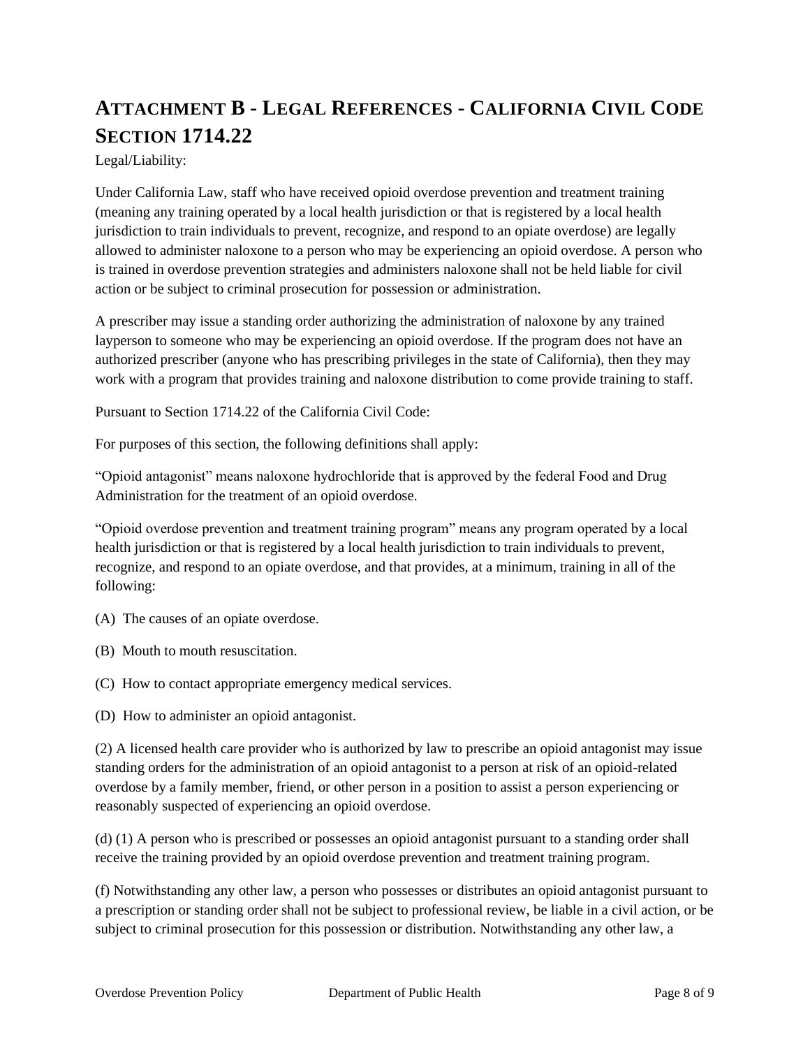# ATTACHMENT B - LEGAL REFERENCES - CALIFORNIA CIVIL CODE SECTION 1714.22

Legal/Liability:

Under California Law, staff who have received opioid overdose prevention and treatment training (meaning any training operated by a local health jurisdiction or that is registered by a local health jurisdiction to train individuals to prevent, recognize, and respond to an opiate overdose) are legally allowed to administer naloxone to a person who may be experiencing an opioid overdose. A person who is trained in overdose prevention strategies and administers naloxone shall not be held liable for civil action or be subject to criminal prosecution for possession or administration.

A prescriber may issue a standing order authorizing the administration of naloxone by any trained layperson to someone who may be experiencing an opioid overdose. If the program does not have an authorized prescriber (anyone who has prescribing privileges in the state of California), then they may work with a program that provides training and naloxone distribution to come provide training to staff.

Pursuant to Section 1714.22 of the California Civil Code:

For purposes of this section, the following definitions shall apply:

"Opioid antagonist" means naloxone hydrochloride that is approved by the federal Food and Drug Administration for the treatment of an opioid overdose.

"Opioid overdose prevention and treatment training program" means any program operated by a local health jurisdiction or that is registered by a local health jurisdiction to train individuals to prevent, recognize, and respond to an opiate overdose, and that provides, at a minimum, training in all of the following:

(A) The causes of an opiate overdose.

(B) Mouth to mouth resuscitation.

(C) How to contact appropriate emergency medical services.

(D) How to administer an opioid antagonist.

(2) A licensed health care provider who is authorized by law to prescribe an opioid antagonist may issue standing orders for the administration of an opioid antagonist to a person at risk of an opioid-related overdose by a family member, friend, or other person in a position to assist a person experiencing or reasonably suspected of experiencing an opioid overdose.

(d) (1) A person who is prescribed or possesses an opioid antagonist pursuant to a standing order shall receive the training provided by an opioid overdose prevention and treatment training program.

(f) Notwithstanding any other law, a person who possesses or distributes an opioid antagonist pursuant to a prescription or standing order shall not be subject to professional review, be liable in a civil action, or be subject to criminal prosecution for this possession or distribution. Notwithstanding any other law, a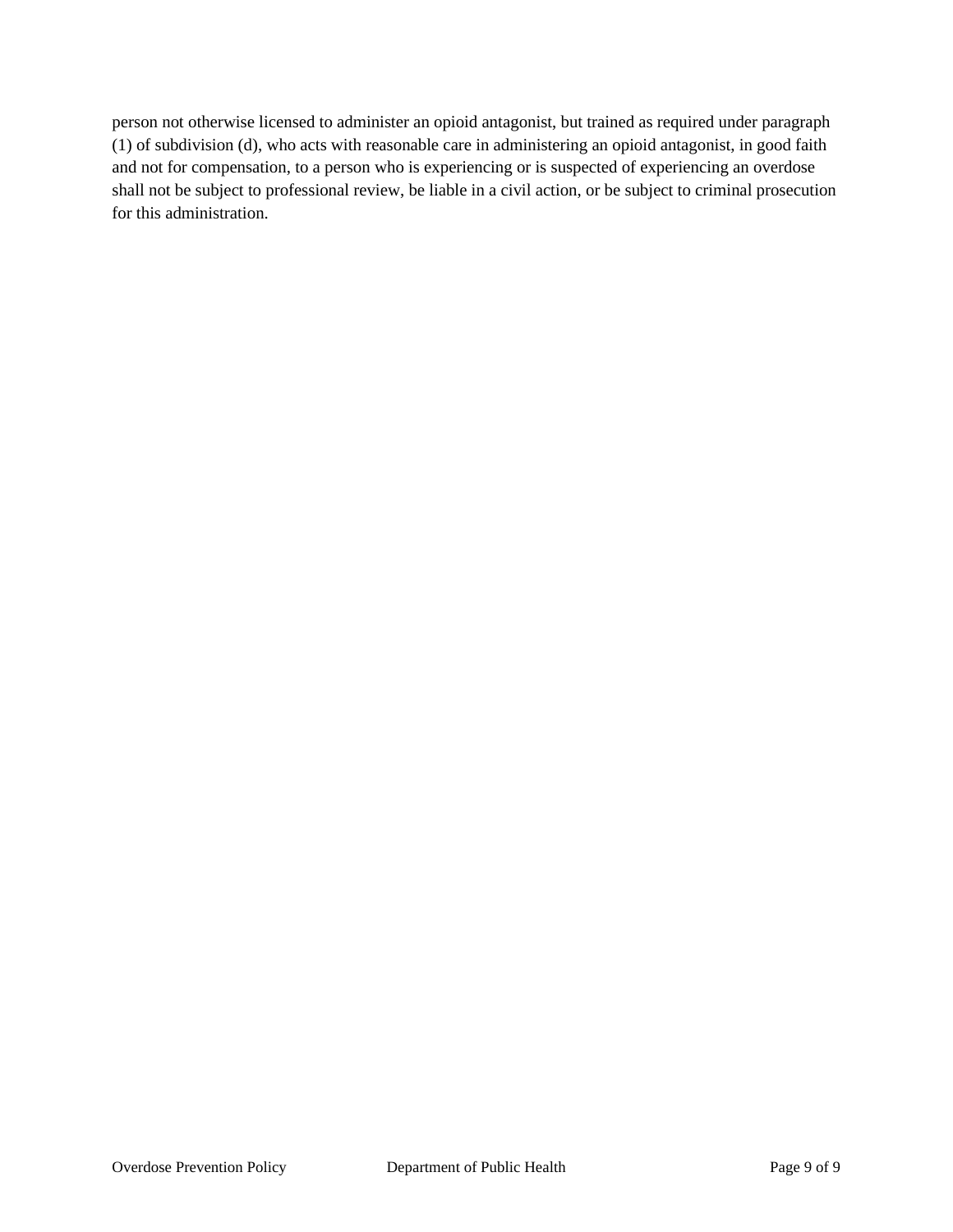person not otherwise licensed to administer an opioid antagonist, but trained as required under paragraph (1) of subdivision (d), who acts with reasonable care in administering an opioid antagonist, in good faith and not for compensation, to a person who is experiencing or is suspected of experiencing an overdose shall not be subject to professional review, be liable in a civil action, or be subject to criminal prosecution for this administration.